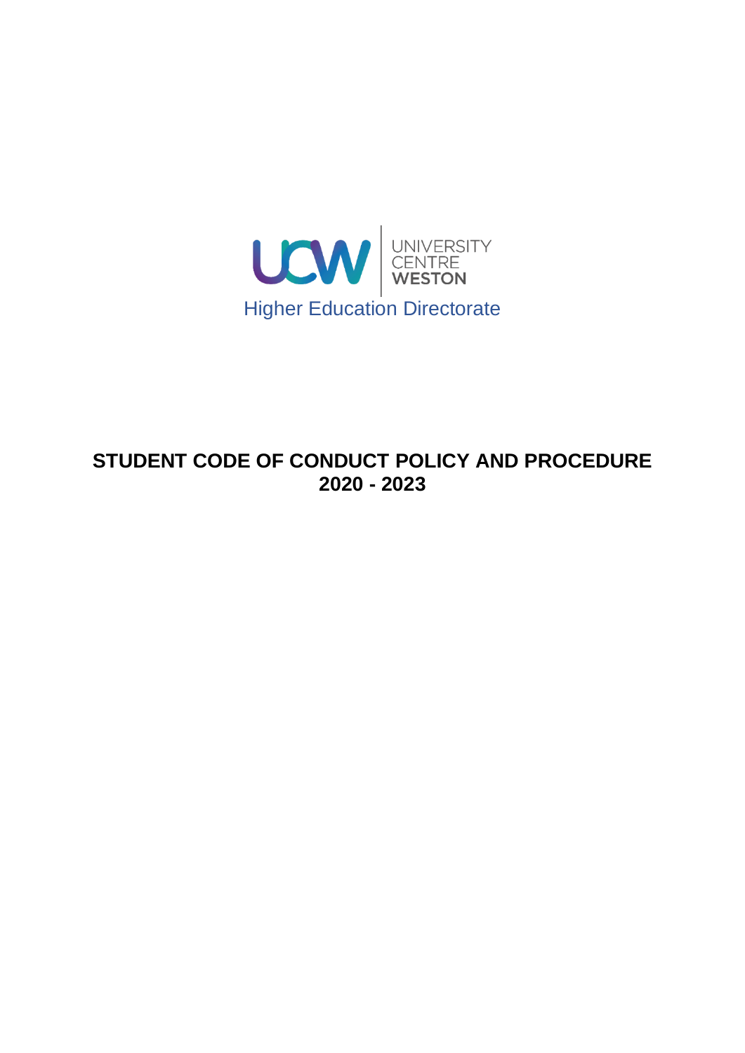UCW | UNIVERSITY CENTRE WESTON

Higher Education Directorate

# STUDENT CODE OF CONDUCT POLICY AND PROCEDURE 2020 - 2023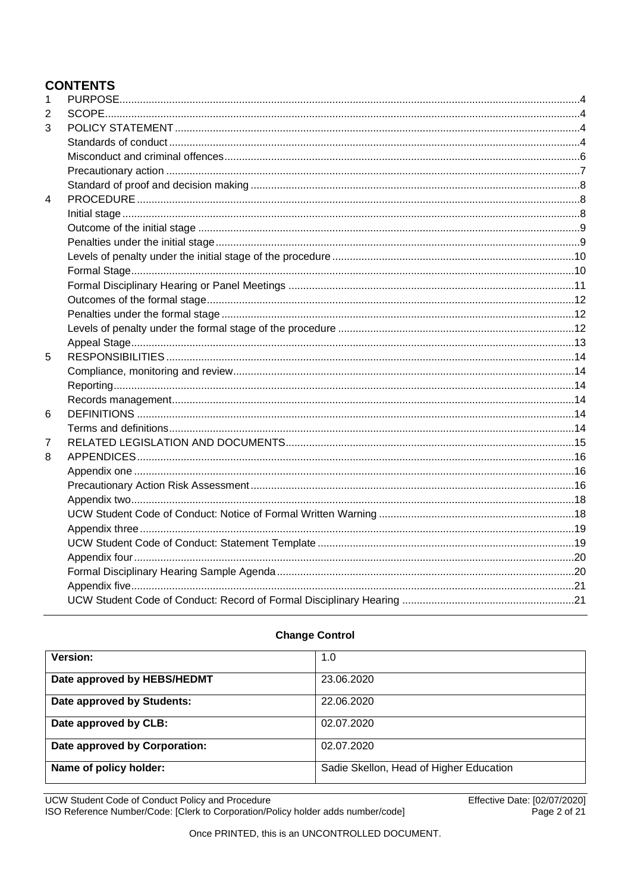## CONTENTS

1 PURPOSE....4
2 SCOPE....4
3 POLICY STATEMENT....4
  Standards of conduct....4
  Misconduct and criminal offences....6
  Precautionary action....7
  Standard of proof and decision making....8
4 PROCEDURE....8
  Initial stage....8
  Outcome of the initial stage....9
  Penalties under the initial stage....9
  Levels of penalty under the initial stage of the procedure....10
  Formal Stage....10
  Formal Disciplinary Hearing or Panel Meetings....11
  Outcomes of the formal stage....12
  Penalties under the formal stage....12
  Levels of penalty under the formal stage of the procedure....12
  Appeal Stage....13
5 RESPONSIBILITIES....14
  Compliance, monitoring and review....14
  Reporting....14
  Records management....14
6 DEFINITIONS....14
  Terms and definitions....14
7 RELATED LEGISLATION AND DOCUMENTS....15
8 APPENDICES....16
  Appendix one....16
  Precautionary Action Risk Assessment....16
  Appendix two....18
  UCW Student Code of Conduct: Notice of Formal Written Warning....18
  Appendix three....19
  UCW Student Code of Conduct: Statement Template....19
  Appendix four....20
  Formal Disciplinary Hearing Sample Agenda....20
  Appendix five....21
  UCW Student Code of Conduct: Record of Formal Disciplinary Hearing....21

**Change Control**

| | |
|---|---|
| **Version:** | 1.0 |
| **Date approved by HEBS/HEDMT** | 23.06.2020 |
| **Date approved by Students:** | 22.06.2020 |
| **Date approved by CLB:** | 02.07.2020 |
| **Date approved by Corporation:** | 02.07.2020 |
| **Name of policy holder:** | Sadie Skellon, Head of Higher Education |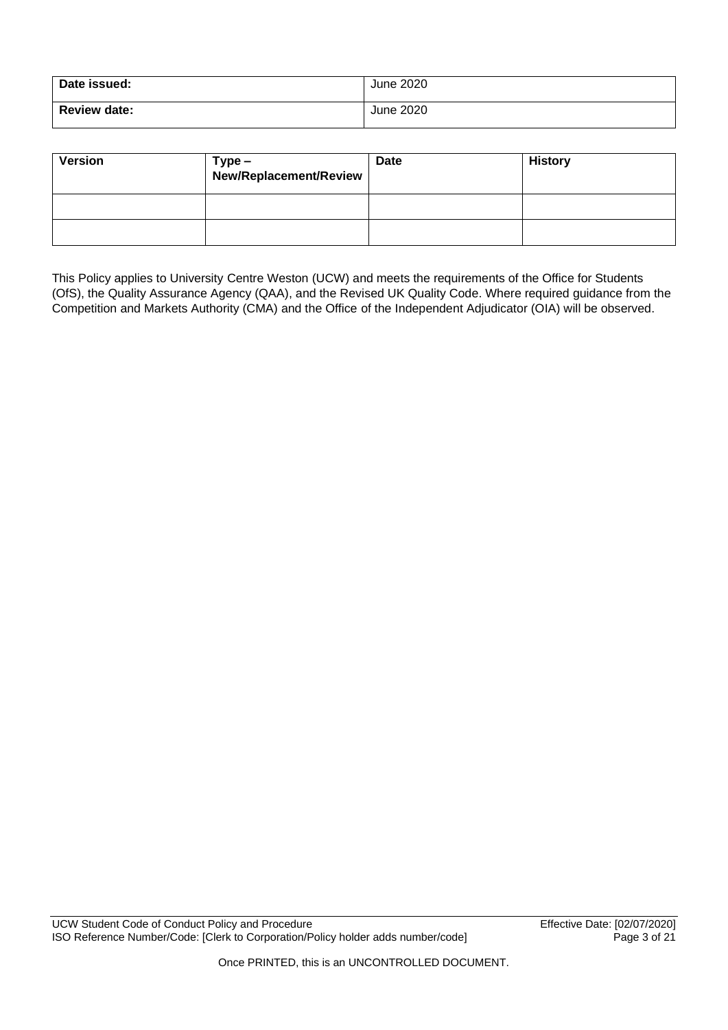| Date issued: | June 2020 |
| --- | --- |
| Review date: | June 2020 |

| Version | Type – New/Replacement/Review | Date | History |
| --- | --- | --- | --- |
| | | | |
| | | | |

This Policy applies to University Centre Weston (UCW) and meets the requirements of the Office for Students (OfS), the Quality Assurance Agency (QAA), and the Revised UK Quality Code. Where required guidance from the Competition and Markets Authority (CMA) and the Office of the Independent Adjudicator (OIA) will be observed.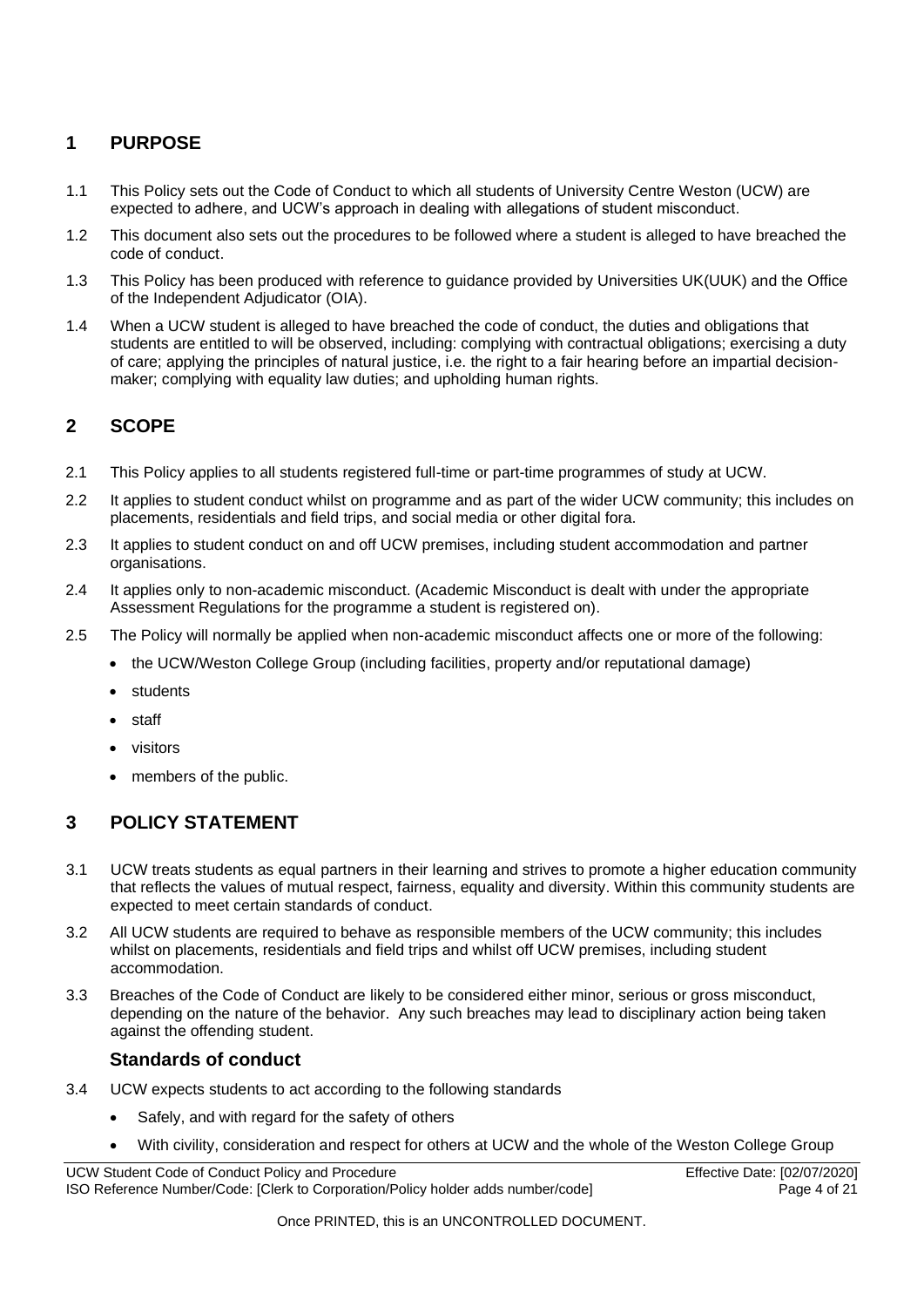## 1 PURPOSE

1.1 This Policy sets out the Code of Conduct to which all students of University Centre Weston (UCW) are expected to adhere, and UCW's approach in dealing with allegations of student misconduct.

1.2 This document also sets out the procedures to be followed where a student is alleged to have breached the code of conduct.

1.3 This Policy has been produced with reference to guidance provided by Universities UK(UUK) and the Office of the Independent Adjudicator (OIA).

1.4 When a UCW student is alleged to have breached the code of conduct, the duties and obligations that students are entitled to will be observed, including: complying with contractual obligations; exercising a duty of care; applying the principles of natural justice, i.e. the right to a fair hearing before an impartial decision-maker; complying with equality law duties; and upholding human rights.

## 2 SCOPE

2.1 This Policy applies to all students registered full-time or part-time programmes of study at UCW.

2.2 It applies to student conduct whilst on programme and as part of the wider UCW community; this includes on placements, residentials and field trips, and social media or other digital fora.

2.3 It applies to student conduct on and off UCW premises, including student accommodation and partner organisations.

2.4 It applies only to non-academic misconduct. (Academic Misconduct is dealt with under the appropriate Assessment Regulations for the programme a student is registered on).

2.5 The Policy will normally be applied when non-academic misconduct affects one or more of the following:

- the UCW/Weston College Group (including facilities, property and/or reputational damage)
- students
- staff
- visitors
- members of the public.

## 3 POLICY STATEMENT

3.1 UCW treats students as equal partners in their learning and strives to promote a higher education community that reflects the values of mutual respect, fairness, equality and diversity. Within this community students are expected to meet certain standards of conduct.

3.2 All UCW students are required to behave as responsible members of the UCW community; this includes whilst on placements, residentials and field trips and whilst off UCW premises, including student accommodation.

3.3 Breaches of the Code of Conduct are likely to be considered either minor, serious or gross misconduct, depending on the nature of the behavior. Any such breaches may lead to disciplinary action being taken against the offending student.

### Standards of conduct

3.4 UCW expects students to act according to the following standards

- Safely, and with regard for the safety of others
- With civility, consideration and respect for others at UCW and the whole of the Weston College Group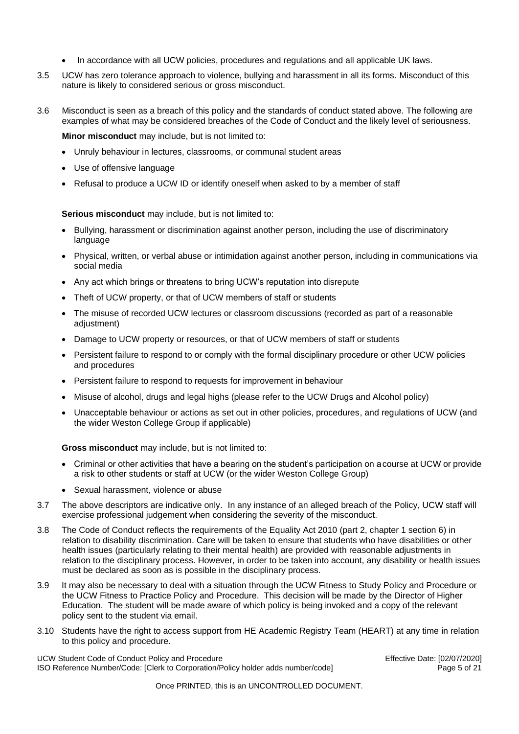- In accordance with all UCW policies, procedures and regulations and all applicable UK laws.

3.5 UCW has zero tolerance approach to violence, bullying and harassment in all its forms. Misconduct of this nature is likely to considered serious or gross misconduct.

3.6 Misconduct is seen as a breach of this policy and the standards of conduct stated above. The following are examples of what may be considered breaches of the Code of Conduct and the likely level of seriousness.

**Minor misconduct** may include, but is not limited to:

- Unruly behaviour in lectures, classrooms, or communal student areas
- Use of offensive language
- Refusal to produce a UCW ID or identify oneself when asked to by a member of staff

**Serious misconduct** may include, but is not limited to:

- Bullying, harassment or discrimination against another person, including the use of discriminatory language
- Physical, written, or verbal abuse or intimidation against another person, including in communications via social media
- Any act which brings or threatens to bring UCW's reputation into disrepute
- Theft of UCW property, or that of UCW members of staff or students
- The misuse of recorded UCW lectures or classroom discussions (recorded as part of a reasonable adjustment)
- Damage to UCW property or resources, or that of UCW members of staff or students
- Persistent failure to respond to or comply with the formal disciplinary procedure or other UCW policies and procedures
- Persistent failure to respond to requests for improvement in behaviour
- Misuse of alcohol, drugs and legal highs (please refer to the UCW Drugs and Alcohol policy)
- Unacceptable behaviour or actions as set out in other policies, procedures, and regulations of UCW (and the wider Weston College Group if applicable)

**Gross misconduct** may include, but is not limited to:

- Criminal or other activities that have a bearing on the student's participation on a course at UCW or provide a risk to other students or staff at UCW (or the wider Weston College Group)
- Sexual harassment, violence or abuse

3.7 The above descriptors are indicative only. In any instance of an alleged breach of the Policy, UCW staff will exercise professional judgement when considering the severity of the misconduct.

3.8 The Code of Conduct reflects the requirements of the Equality Act 2010 (part 2, chapter 1 section 6) in relation to disability discrimination. Care will be taken to ensure that students who have disabilities or other health issues (particularly relating to their mental health) are provided with reasonable adjustments in relation to the disciplinary process. However, in order to be taken into account, any disability or health issues must be declared as soon as is possible in the disciplinary process.

3.9 It may also be necessary to deal with a situation through the UCW Fitness to Study Policy and Procedure or the UCW Fitness to Practice Policy and Procedure. This decision will be made by the Director of Higher Education. The student will be made aware of which policy is being invoked and a copy of the relevant policy sent to the student via email.

3.10 Students have the right to access support from HE Academic Registry Team (HEART) at any time in relation to this policy and procedure.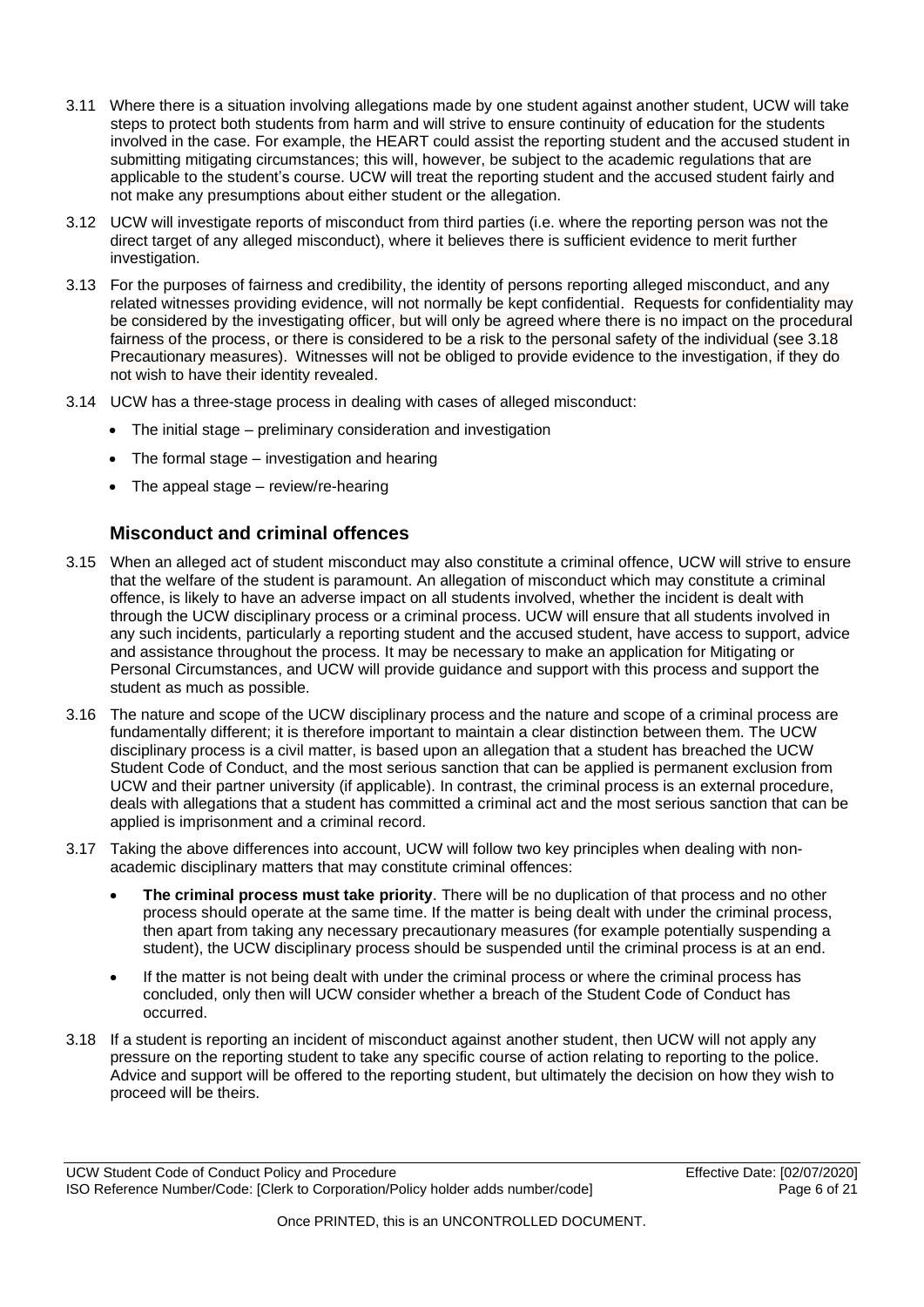3.11 Where there is a situation involving allegations made by one student against another student, UCW will take steps to protect both students from harm and will strive to ensure continuity of education for the students involved in the case. For example, the HEART could assist the reporting student and the accused student in submitting mitigating circumstances; this will, however, be subject to the academic regulations that are applicable to the student's course. UCW will treat the reporting student and the accused student fairly and not make any presumptions about either student or the allegation.

3.12 UCW will investigate reports of misconduct from third parties (i.e. where the reporting person was not the direct target of any alleged misconduct), where it believes there is sufficient evidence to merit further investigation.

3.13 For the purposes of fairness and credibility, the identity of persons reporting alleged misconduct, and any related witnesses providing evidence, will not normally be kept confidential. Requests for confidentiality may be considered by the investigating officer, but will only be agreed where there is no impact on the procedural fairness of the process, or there is considered to be a risk to the personal safety of the individual (see 3.18 Precautionary measures). Witnesses will not be obliged to provide evidence to the investigation, if they do not wish to have their identity revealed.

3.14 UCW has a three-stage process in dealing with cases of alleged misconduct:

- The initial stage – preliminary consideration and investigation
- The formal stage – investigation and hearing
- The appeal stage – review/re-hearing

## Misconduct and criminal offences

3.15 When an alleged act of student misconduct may also constitute a criminal offence, UCW will strive to ensure that the welfare of the student is paramount. An allegation of misconduct which may constitute a criminal offence, is likely to have an adverse impact on all students involved, whether the incident is dealt with through the UCW disciplinary process or a criminal process. UCW will ensure that all students involved in any such incidents, particularly a reporting student and the accused student, have access to support, advice and assistance throughout the process. It may be necessary to make an application for Mitigating or Personal Circumstances, and UCW will provide guidance and support with this process and support the student as much as possible.

3.16 The nature and scope of the UCW disciplinary process and the nature and scope of a criminal process are fundamentally different; it is therefore important to maintain a clear distinction between them. The UCW disciplinary process is a civil matter, is based upon an allegation that a student has breached the UCW Student Code of Conduct, and the most serious sanction that can be applied is permanent exclusion from UCW and their partner university (if applicable). In contrast, the criminal process is an external procedure, deals with allegations that a student has committed a criminal act and the most serious sanction that can be applied is imprisonment and a criminal record.

3.17 Taking the above differences into account, UCW will follow two key principles when dealing with non-academic disciplinary matters that may constitute criminal offences:

- **The criminal process must take priority**. There will be no duplication of that process and no other process should operate at the same time. If the matter is being dealt with under the criminal process, then apart from taking any necessary precautionary measures (for example potentially suspending a student), the UCW disciplinary process should be suspended until the criminal process is at an end.
- If the matter is not being dealt with under the criminal process or where the criminal process has concluded, only then will UCW consider whether a breach of the Student Code of Conduct has occurred.

3.18 If a student is reporting an incident of misconduct against another student, then UCW will not apply any pressure on the reporting student to take any specific course of action relating to reporting to the police. Advice and support will be offered to the reporting student, but ultimately the decision on how they wish to proceed will be theirs.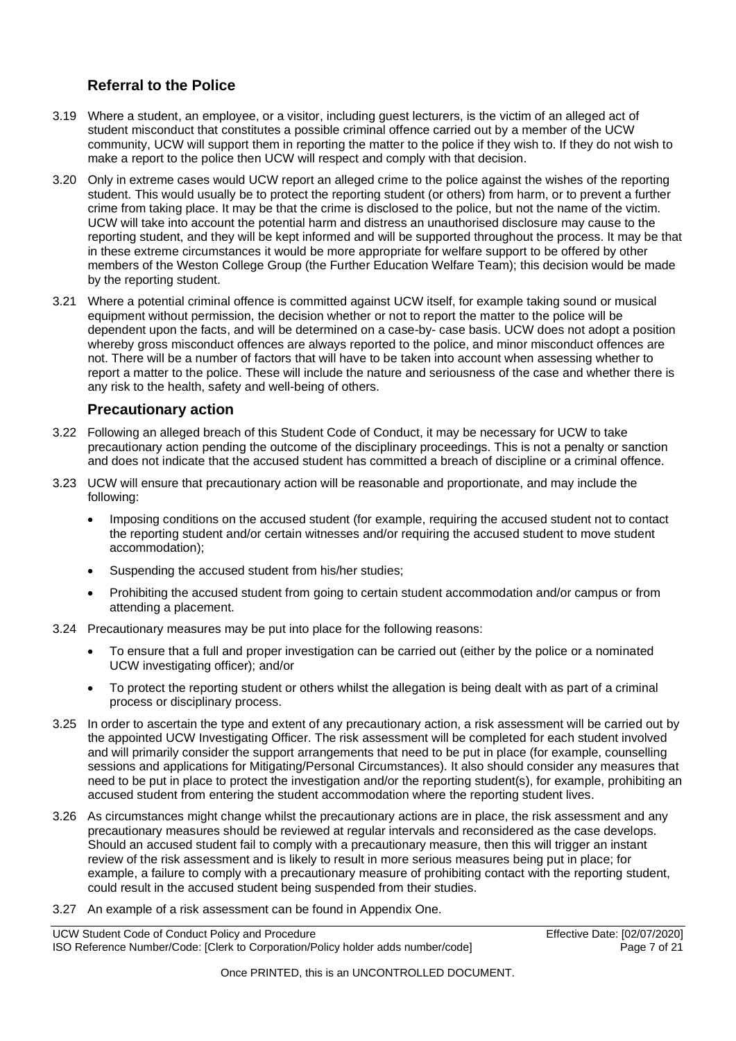## Referral to the Police

3.19 Where a student, an employee, or a visitor, including guest lecturers, is the victim of an alleged act of student misconduct that constitutes a possible criminal offence carried out by a member of the UCW community, UCW will support them in reporting the matter to the police if they wish to. If they do not wish to make a report to the police then UCW will respect and comply with that decision.

3.20 Only in extreme cases would UCW report an alleged crime to the police against the wishes of the reporting student. This would usually be to protect the reporting student (or others) from harm, or to prevent a further crime from taking place. It may be that the crime is disclosed to the police, but not the name of the victim. UCW will take into account the potential harm and distress an unauthorised disclosure may cause to the reporting student, and they will be kept informed and will be supported throughout the process. It may be that in these extreme circumstances it would be more appropriate for welfare support to be offered by other members of the Weston College Group (the Further Education Welfare Team); this decision would be made by the reporting student.

3.21 Where a potential criminal offence is committed against UCW itself, for example taking sound or musical equipment without permission, the decision whether or not to report the matter to the police will be dependent upon the facts, and will be determined on a case-by- case basis. UCW does not adopt a position whereby gross misconduct offences are always reported to the police, and minor misconduct offences are not. There will be a number of factors that will have to be taken into account when assessing whether to report a matter to the police. These will include the nature and seriousness of the case and whether there is any risk to the health, safety and well-being of others.

## Precautionary action

3.22 Following an alleged breach of this Student Code of Conduct, it may be necessary for UCW to take precautionary action pending the outcome of the disciplinary proceedings. This is not a penalty or sanction and does not indicate that the accused student has committed a breach of discipline or a criminal offence.

3.23 UCW will ensure that precautionary action will be reasonable and proportionate, and may include the following:

- Imposing conditions on the accused student (for example, requiring the accused student not to contact the reporting student and/or certain witnesses and/or requiring the accused student to move student accommodation);
- Suspending the accused student from his/her studies;
- Prohibiting the accused student from going to certain student accommodation and/or campus or from attending a placement.

3.24 Precautionary measures may be put into place for the following reasons:

- To ensure that a full and proper investigation can be carried out (either by the police or a nominated UCW investigating officer); and/or
- To protect the reporting student or others whilst the allegation is being dealt with as part of a criminal process or disciplinary process.

3.25 In order to ascertain the type and extent of any precautionary action, a risk assessment will be carried out by the appointed UCW Investigating Officer. The risk assessment will be completed for each student involved and will primarily consider the support arrangements that need to be put in place (for example, counselling sessions and applications for Mitigating/Personal Circumstances). It also should consider any measures that need to be put in place to protect the investigation and/or the reporting student(s), for example, prohibiting an accused student from entering the student accommodation where the reporting student lives.

3.26 As circumstances might change whilst the precautionary actions are in place, the risk assessment and any precautionary measures should be reviewed at regular intervals and reconsidered as the case develops. Should an accused student fail to comply with a precautionary measure, then this will trigger an instant review of the risk assessment and is likely to result in more serious measures being put in place; for example, a failure to comply with a precautionary measure of prohibiting contact with the reporting student, could result in the accused student being suspended from their studies.

3.27 An example of a risk assessment can be found in Appendix One.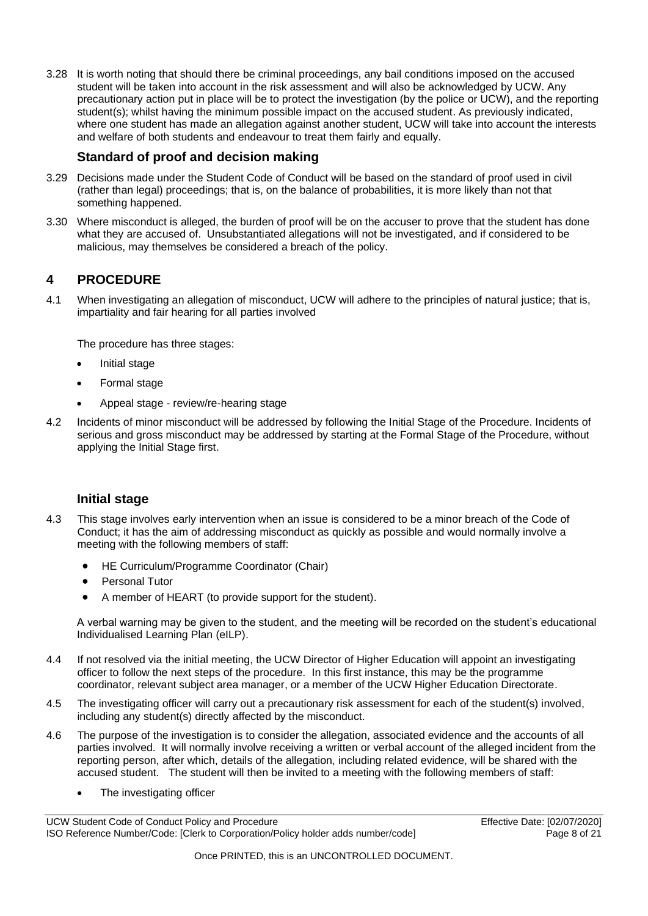3.28 It is worth noting that should there be criminal proceedings, any bail conditions imposed on the accused student will be taken into account in the risk assessment and will also be acknowledged by UCW. Any precautionary action put in place will be to protect the investigation (by the police or UCW), and the reporting student(s); whilst having the minimum possible impact on the accused student. As previously indicated, where one student has made an allegation against another student, UCW will take into account the interests and welfare of both students and endeavour to treat them fairly and equally.

### Standard of proof and decision making

3.29 Decisions made under the Student Code of Conduct will be based on the standard of proof used in civil (rather than legal) proceedings; that is, on the balance of probabilities, it is more likely than not that something happened.

3.30 Where misconduct is alleged, the burden of proof will be on the accuser to prove that the student has done what they are accused of. Unsubstantiated allegations will not be investigated, and if considered to be malicious, may themselves be considered a breach of the policy.

## 4 PROCEDURE

4.1 When investigating an allegation of misconduct, UCW will adhere to the principles of natural justice; that is, impartiality and fair hearing for all parties involved

The procedure has three stages:

- Initial stage
- Formal stage
- Appeal stage - review/re-hearing stage

4.2 Incidents of minor misconduct will be addressed by following the Initial Stage of the Procedure. Incidents of serious and gross misconduct may be addressed by starting at the Formal Stage of the Procedure, without applying the Initial Stage first.

### Initial stage

4.3 This stage involves early intervention when an issue is considered to be a minor breach of the Code of Conduct; it has the aim of addressing misconduct as quickly as possible and would normally involve a meeting with the following members of staff:

- HE Curriculum/Programme Coordinator (Chair)
- Personal Tutor
- A member of HEART (to provide support for the student).

A verbal warning may be given to the student, and the meeting will be recorded on the student's educational Individualised Learning Plan (eILP).

4.4 If not resolved via the initial meeting, the UCW Director of Higher Education will appoint an investigating officer to follow the next steps of the procedure. In this first instance, this may be the programme coordinator, relevant subject area manager, or a member of the UCW Higher Education Directorate.

4.5 The investigating officer will carry out a precautionary risk assessment for each of the student(s) involved, including any student(s) directly affected by the misconduct.

4.6 The purpose of the investigation is to consider the allegation, associated evidence and the accounts of all parties involved. It will normally involve receiving a written or verbal account of the alleged incident from the reporting person, after which, details of the allegation, including related evidence, will be shared with the accused student. The student will then be invited to a meeting with the following members of staff:

- The investigating officer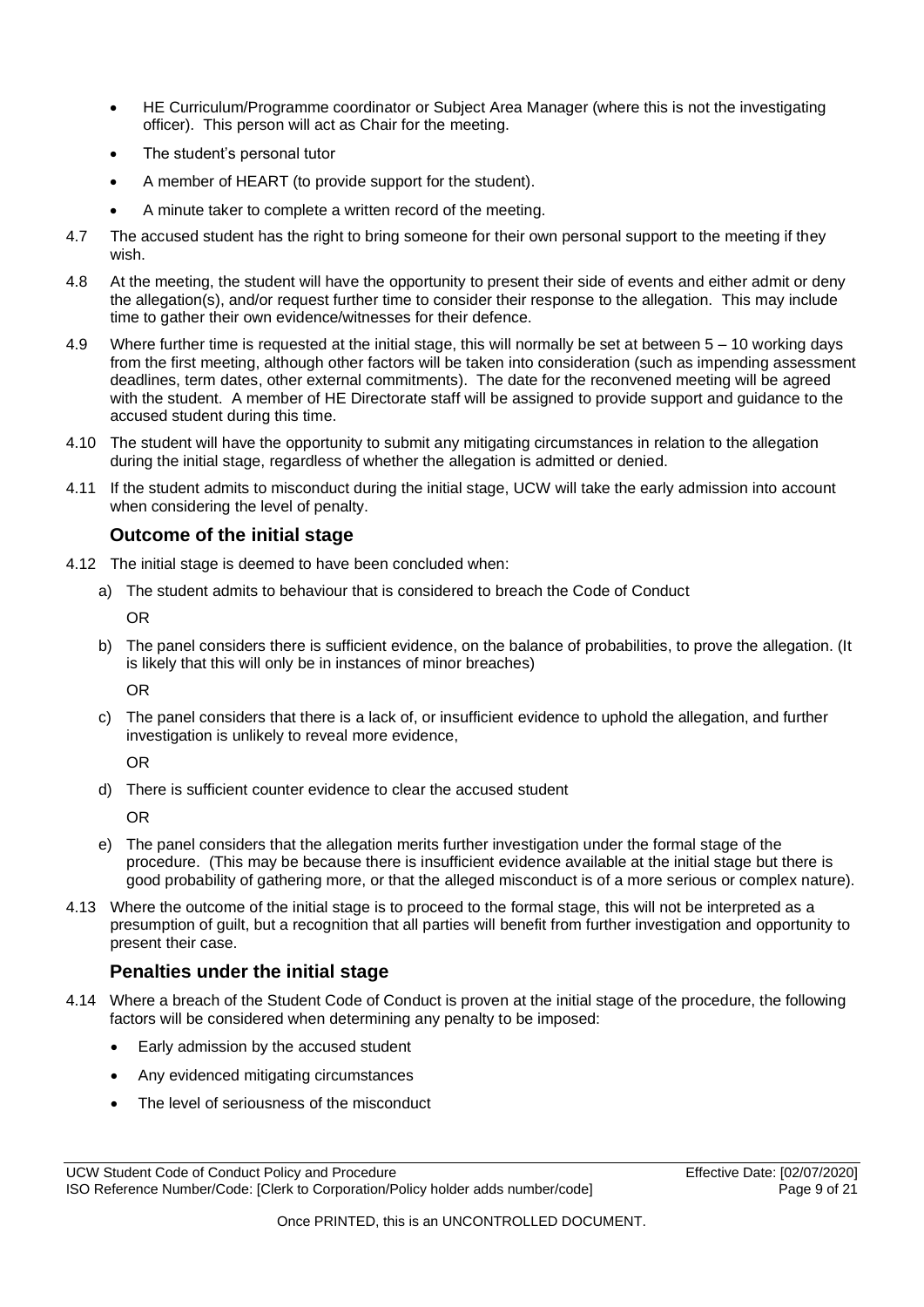- HE Curriculum/Programme coordinator or Subject Area Manager (where this is not the investigating officer). This person will act as Chair for the meeting.
- The student's personal tutor
- A member of HEART (to provide support for the student).
- A minute taker to complete a written record of the meeting.

4.7 The accused student has the right to bring someone for their own personal support to the meeting if they wish.

4.8 At the meeting, the student will have the opportunity to present their side of events and either admit or deny the allegation(s), and/or request further time to consider their response to the allegation. This may include time to gather their own evidence/witnesses for their defence.

4.9 Where further time is requested at the initial stage, this will normally be set at between 5 – 10 working days from the first meeting, although other factors will be taken into consideration (such as impending assessment deadlines, term dates, other external commitments). The date for the reconvened meeting will be agreed with the student. A member of HE Directorate staff will be assigned to provide support and guidance to the accused student during this time.

4.10 The student will have the opportunity to submit any mitigating circumstances in relation to the allegation during the initial stage, regardless of whether the allegation is admitted or denied.

4.11 If the student admits to misconduct during the initial stage, UCW will take the early admission into account when considering the level of penalty.

### Outcome of the initial stage

4.12 The initial stage is deemed to have been concluded when:

a) The student admits to behaviour that is considered to breach the Code of Conduct

   OR

b) The panel considers there is sufficient evidence, on the balance of probabilities, to prove the allegation. (It is likely that this will only be in instances of minor breaches)

   OR

c) The panel considers that there is a lack of, or insufficient evidence to uphold the allegation, and further investigation is unlikely to reveal more evidence,

   OR

d) There is sufficient counter evidence to clear the accused student

   OR

e) The panel considers that the allegation merits further investigation under the formal stage of the procedure. (This may be because there is insufficient evidence available at the initial stage but there is good probability of gathering more, or that the alleged misconduct is of a more serious or complex nature).

4.13 Where the outcome of the initial stage is to proceed to the formal stage, this will not be interpreted as a presumption of guilt, but a recognition that all parties will benefit from further investigation and opportunity to present their case.

### Penalties under the initial stage

4.14 Where a breach of the Student Code of Conduct is proven at the initial stage of the procedure, the following factors will be considered when determining any penalty to be imposed:

- Early admission by the accused student
- Any evidenced mitigating circumstances
- The level of seriousness of the misconduct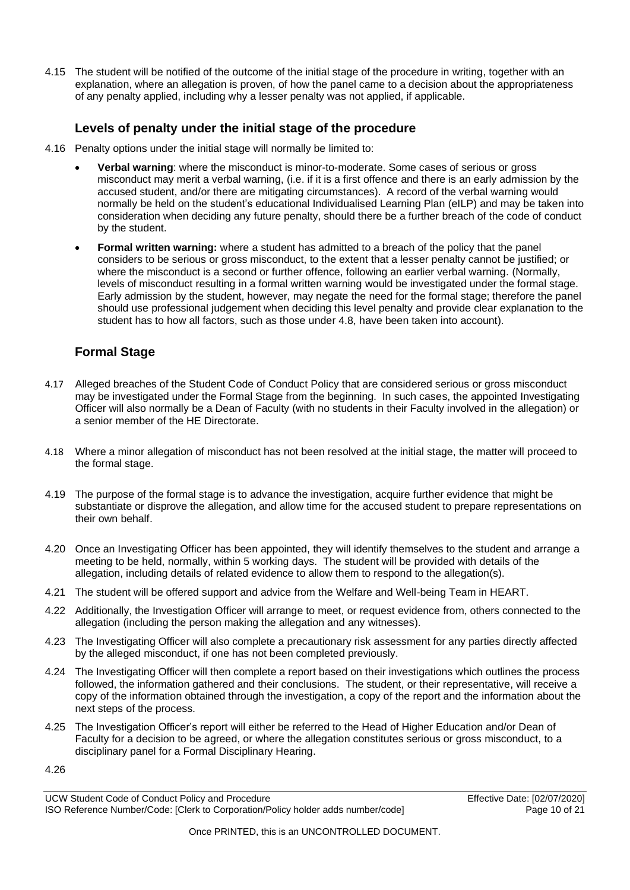4.15 The student will be notified of the outcome of the initial stage of the procedure in writing, together with an explanation, where an allegation is proven, of how the panel came to a decision about the appropriateness of any penalty applied, including why a lesser penalty was not applied, if applicable.

## Levels of penalty under the initial stage of the procedure

4.16 Penalty options under the initial stage will normally be limited to:

- **Verbal warning**: where the misconduct is minor-to-moderate. Some cases of serious or gross misconduct may merit a verbal warning, (i.e. if it is a first offence and there is an early admission by the accused student, and/or there are mitigating circumstances). A record of the verbal warning would normally be held on the student's educational Individualised Learning Plan (eILP) and may be taken into consideration when deciding any future penalty, should there be a further breach of the code of conduct by the student.
- **Formal written warning:** where a student has admitted to a breach of the policy that the panel considers to be serious or gross misconduct, to the extent that a lesser penalty cannot be justified; or where the misconduct is a second or further offence, following an earlier verbal warning. (Normally, levels of misconduct resulting in a formal written warning would be investigated under the formal stage. Early admission by the student, however, may negate the need for the formal stage; therefore the panel should use professional judgement when deciding this level penalty and provide clear explanation to the student has to how all factors, such as those under 4.8, have been taken into account).

## Formal Stage

4.17 Alleged breaches of the Student Code of Conduct Policy that are considered serious or gross misconduct may be investigated under the Formal Stage from the beginning. In such cases, the appointed Investigating Officer will also normally be a Dean of Faculty (with no students in their Faculty involved in the allegation) or a senior member of the HE Directorate.

4.18 Where a minor allegation of misconduct has not been resolved at the initial stage, the matter will proceed to the formal stage.

4.19 The purpose of the formal stage is to advance the investigation, acquire further evidence that might be substantiate or disprove the allegation, and allow time for the accused student to prepare representations on their own behalf.

4.20 Once an Investigating Officer has been appointed, they will identify themselves to the student and arrange a meeting to be held, normally, within 5 working days. The student will be provided with details of the allegation, including details of related evidence to allow them to respond to the allegation(s).

4.21 The student will be offered support and advice from the Welfare and Well-being Team in HEART.

4.22 Additionally, the Investigation Officer will arrange to meet, or request evidence from, others connected to the allegation (including the person making the allegation and any witnesses).

4.23 The Investigating Officer will also complete a precautionary risk assessment for any parties directly affected by the alleged misconduct, if one has not been completed previously.

4.24 The Investigating Officer will then complete a report based on their investigations which outlines the process followed, the information gathered and their conclusions. The student, or their representative, will receive a copy of the information obtained through the investigation, a copy of the report and the information about the next steps of the process.

4.25 The Investigation Officer's report will either be referred to the Head of Higher Education and/or Dean of Faculty for a decision to be agreed, or where the allegation constitutes serious or gross misconduct, to a disciplinary panel for a Formal Disciplinary Hearing.

4.26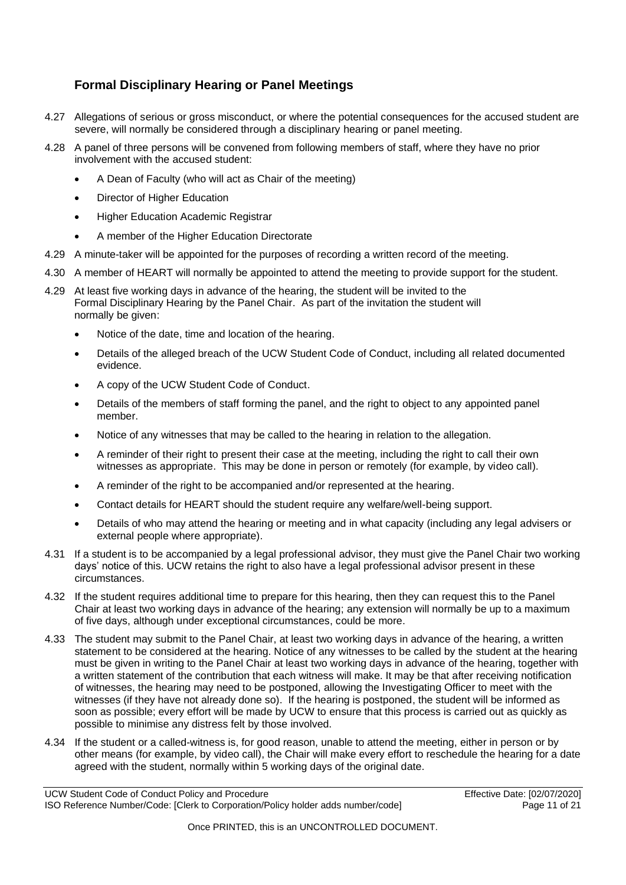## Formal Disciplinary Hearing or Panel Meetings

4.27 Allegations of serious or gross misconduct, or where the potential consequences for the accused student are severe, will normally be considered through a disciplinary hearing or panel meeting.

4.28 A panel of three persons will be convened from following members of staff, where they have no prior involvement with the accused student:

- A Dean of Faculty (who will act as Chair of the meeting)
- Director of Higher Education
- Higher Education Academic Registrar
- A member of the Higher Education Directorate

4.29 A minute-taker will be appointed for the purposes of recording a written record of the meeting.

4.30 A member of HEART will normally be appointed to attend the meeting to provide support for the student.

4.29 At least five working days in advance of the hearing, the student will be invited to the Formal Disciplinary Hearing by the Panel Chair. As part of the invitation the student will normally be given:

- Notice of the date, time and location of the hearing.
- Details of the alleged breach of the UCW Student Code of Conduct, including all related documented evidence.
- A copy of the UCW Student Code of Conduct.
- Details of the members of staff forming the panel, and the right to object to any appointed panel member.
- Notice of any witnesses that may be called to the hearing in relation to the allegation.
- A reminder of their right to present their case at the meeting, including the right to call their own witnesses as appropriate. This may be done in person or remotely (for example, by video call).
- A reminder of the right to be accompanied and/or represented at the hearing.
- Contact details for HEART should the student require any welfare/well-being support.
- Details of who may attend the hearing or meeting and in what capacity (including any legal advisers or external people where appropriate).

4.31 If a student is to be accompanied by a legal professional advisor, they must give the Panel Chair two working days' notice of this. UCW retains the right to also have a legal professional advisor present in these circumstances.

4.32 If the student requires additional time to prepare for this hearing, then they can request this to the Panel Chair at least two working days in advance of the hearing; any extension will normally be up to a maximum of five days, although under exceptional circumstances, could be more.

4.33 The student may submit to the Panel Chair, at least two working days in advance of the hearing, a written statement to be considered at the hearing. Notice of any witnesses to be called by the student at the hearing must be given in writing to the Panel Chair at least two working days in advance of the hearing, together with a written statement of the contribution that each witness will make. It may be that after receiving notification of witnesses, the hearing may need to be postponed, allowing the Investigating Officer to meet with the witnesses (if they have not already done so). If the hearing is postponed, the student will be informed as soon as possible; every effort will be made by UCW to ensure that this process is carried out as quickly as possible to minimise any distress felt by those involved.

4.34 If the student or a called-witness is, for good reason, unable to attend the meeting, either in person or by other means (for example, by video call), the Chair will make every effort to reschedule the hearing for a date agreed with the student, normally within 5 working days of the original date.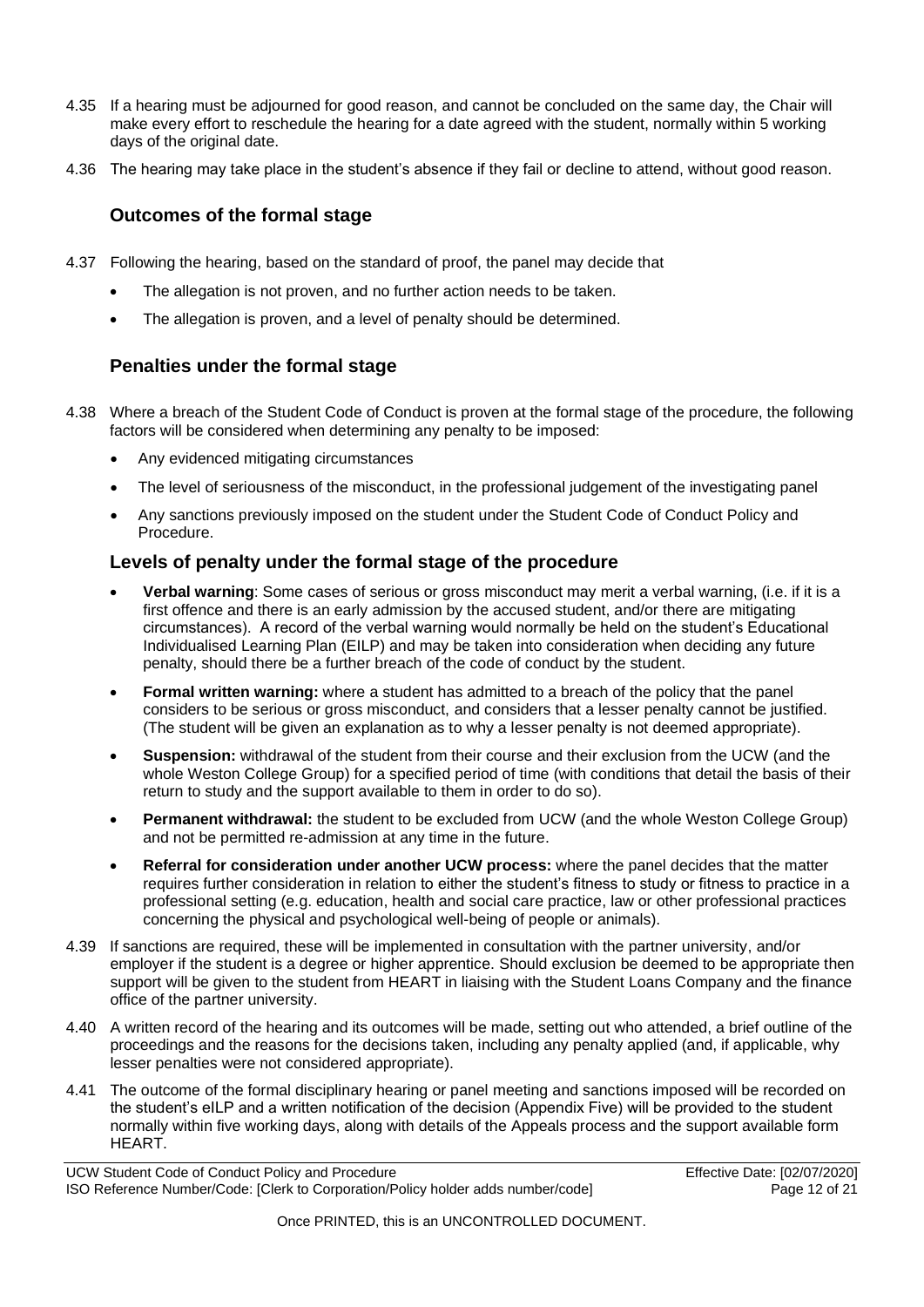4.35 If a hearing must be adjourned for good reason, and cannot be concluded on the same day, the Chair will make every effort to reschedule the hearing for a date agreed with the student, normally within 5 working days of the original date.

4.36 The hearing may take place in the student's absence if they fail or decline to attend, without good reason.

### Outcomes of the formal stage

4.37 Following the hearing, based on the standard of proof, the panel may decide that

- The allegation is not proven, and no further action needs to be taken.
- The allegation is proven, and a level of penalty should be determined.

### Penalties under the formal stage

4.38 Where a breach of the Student Code of Conduct is proven at the formal stage of the procedure, the following factors will be considered when determining any penalty to be imposed:

- Any evidenced mitigating circumstances
- The level of seriousness of the misconduct, in the professional judgement of the investigating panel
- Any sanctions previously imposed on the student under the Student Code of Conduct Policy and Procedure.

### Levels of penalty under the formal stage of the procedure

- **Verbal warning**: Some cases of serious or gross misconduct may merit a verbal warning, (i.e. if it is a first offence and there is an early admission by the accused student, and/or there are mitigating circumstances). A record of the verbal warning would normally be held on the student's Educational Individualised Learning Plan (EILP) and may be taken into consideration when deciding any future penalty, should there be a further breach of the code of conduct by the student.
- **Formal written warning:** where a student has admitted to a breach of the policy that the panel considers to be serious or gross misconduct, and considers that a lesser penalty cannot be justified. (The student will be given an explanation as to why a lesser penalty is not deemed appropriate).
- **Suspension:** withdrawal of the student from their course and their exclusion from the UCW (and the whole Weston College Group) for a specified period of time (with conditions that detail the basis of their return to study and the support available to them in order to do so).
- **Permanent withdrawal:** the student to be excluded from UCW (and the whole Weston College Group) and not be permitted re-admission at any time in the future.
- **Referral for consideration under another UCW process:** where the panel decides that the matter requires further consideration in relation to either the student's fitness to study or fitness to practice in a professional setting (e.g. education, health and social care practice, law or other professional practices concerning the physical and psychological well-being of people or animals).

4.39 If sanctions are required, these will be implemented in consultation with the partner university, and/or employer if the student is a degree or higher apprentice. Should exclusion be deemed to be appropriate then support will be given to the student from HEART in liaising with the Student Loans Company and the finance office of the partner university.

4.40 A written record of the hearing and its outcomes will be made, setting out who attended, a brief outline of the proceedings and the reasons for the decisions taken, including any penalty applied (and, if applicable, why lesser penalties were not considered appropriate).

4.41 The outcome of the formal disciplinary hearing or panel meeting and sanctions imposed will be recorded on the student's eILP and a written notification of the decision (Appendix Five) will be provided to the student normally within five working days, along with details of the Appeals process and the support available form HEART.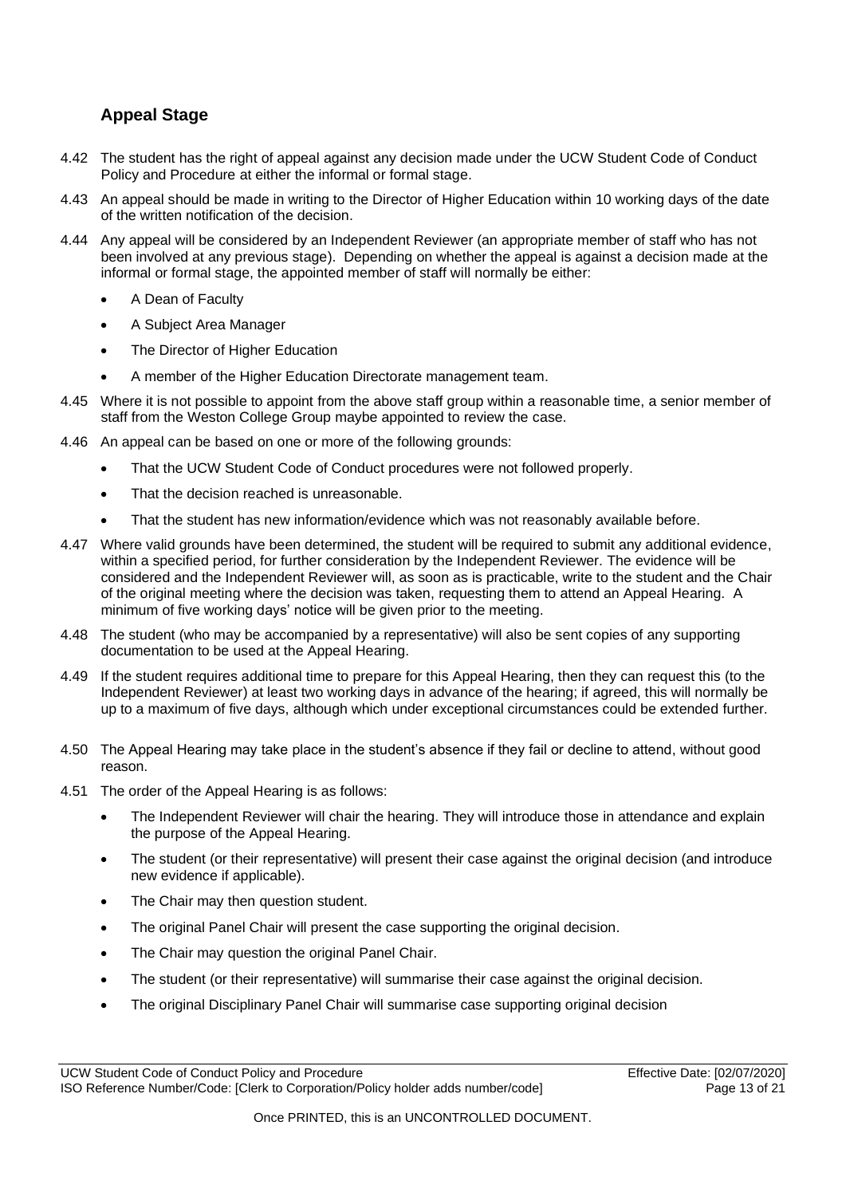## Appeal Stage

4.42 The student has the right of appeal against any decision made under the UCW Student Code of Conduct Policy and Procedure at either the informal or formal stage.

4.43 An appeal should be made in writing to the Director of Higher Education within 10 working days of the date of the written notification of the decision.

4.44 Any appeal will be considered by an Independent Reviewer (an appropriate member of staff who has not been involved at any previous stage). Depending on whether the appeal is against a decision made at the informal or formal stage, the appointed member of staff will normally be either:

- A Dean of Faculty
- A Subject Area Manager
- The Director of Higher Education
- A member of the Higher Education Directorate management team.

4.45 Where it is not possible to appoint from the above staff group within a reasonable time, a senior member of staff from the Weston College Group maybe appointed to review the case.

4.46 An appeal can be based on one or more of the following grounds:

- That the UCW Student Code of Conduct procedures were not followed properly.
- That the decision reached is unreasonable.
- That the student has new information/evidence which was not reasonably available before.

4.47 Where valid grounds have been determined, the student will be required to submit any additional evidence, within a specified period, for further consideration by the Independent Reviewer. The evidence will be considered and the Independent Reviewer will, as soon as is practicable, write to the student and the Chair of the original meeting where the decision was taken, requesting them to attend an Appeal Hearing. A minimum of five working days' notice will be given prior to the meeting.

4.48 The student (who may be accompanied by a representative) will also be sent copies of any supporting documentation to be used at the Appeal Hearing.

4.49 If the student requires additional time to prepare for this Appeal Hearing, then they can request this (to the Independent Reviewer) at least two working days in advance of the hearing; if agreed, this will normally be up to a maximum of five days, although which under exceptional circumstances could be extended further.

4.50 The Appeal Hearing may take place in the student's absence if they fail or decline to attend, without good reason.

4.51 The order of the Appeal Hearing is as follows:

- The Independent Reviewer will chair the hearing. They will introduce those in attendance and explain the purpose of the Appeal Hearing.
- The student (or their representative) will present their case against the original decision (and introduce new evidence if applicable).
- The Chair may then question student.
- The original Panel Chair will present the case supporting the original decision.
- The Chair may question the original Panel Chair.
- The student (or their representative) will summarise their case against the original decision.
- The original Disciplinary Panel Chair will summarise case supporting original decision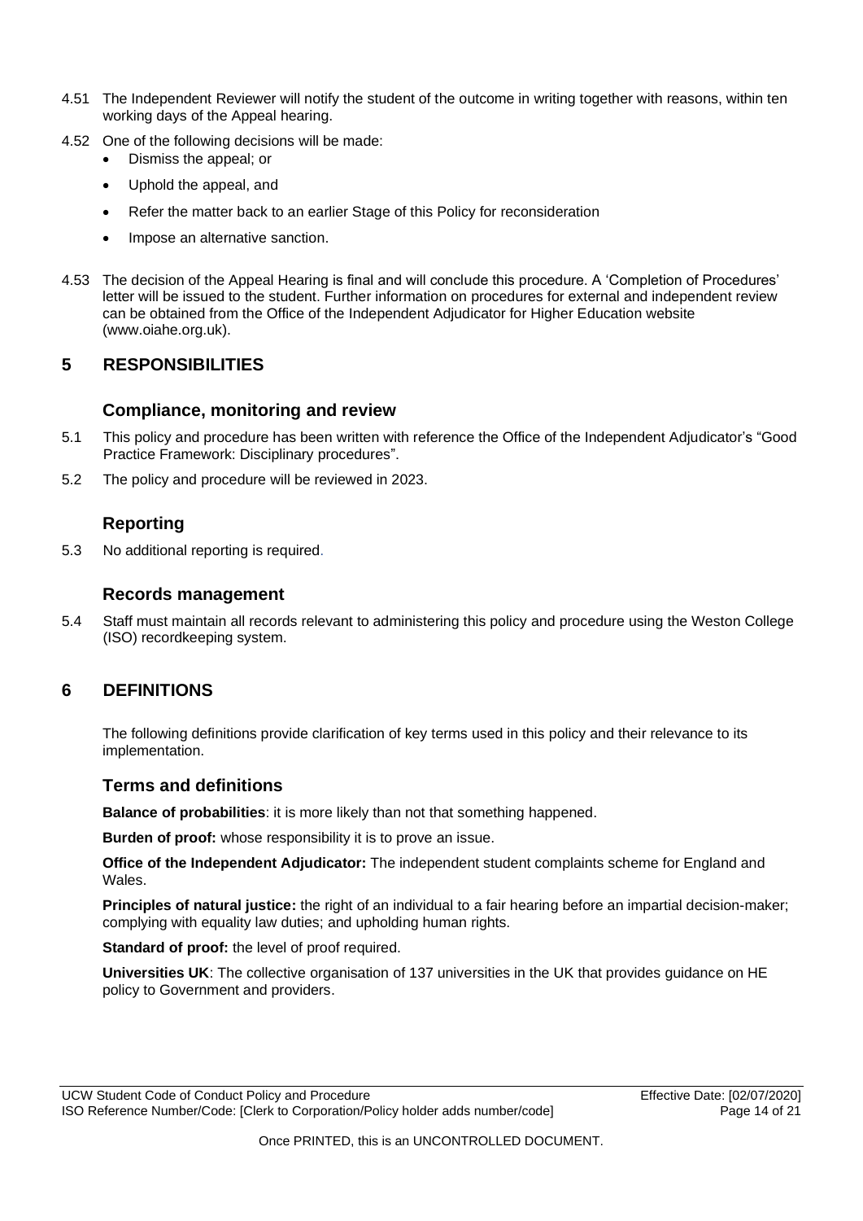4.51 The Independent Reviewer will notify the student of the outcome in writing together with reasons, within ten working days of the Appeal hearing.

4.52 One of the following decisions will be made:

- Dismiss the appeal; or
- Uphold the appeal, and
- Refer the matter back to an earlier Stage of this Policy for reconsideration
- Impose an alternative sanction.

4.53 The decision of the Appeal Hearing is final and will conclude this procedure. A 'Completion of Procedures' letter will be issued to the student. Further information on procedures for external and independent review can be obtained from the Office of the Independent Adjudicator for Higher Education website (www.oiahe.org.uk).

## 5 RESPONSIBILITIES

### Compliance, monitoring and review

5.1 This policy and procedure has been written with reference the Office of the Independent Adjudicator's "Good Practice Framework: Disciplinary procedures".

5.2 The policy and procedure will be reviewed in 2023.

### Reporting

5.3 No additional reporting is required.

### Records management

5.4 Staff must maintain all records relevant to administering this policy and procedure using the Weston College (ISO) recordkeeping system.

## 6 DEFINITIONS

The following definitions provide clarification of key terms used in this policy and their relevance to its implementation.

### Terms and definitions

**Balance of probabilities**: it is more likely than not that something happened.

**Burden of proof:** whose responsibility it is to prove an issue.

**Office of the Independent Adjudicator:** The independent student complaints scheme for England and Wales.

**Principles of natural justice:** the right of an individual to a fair hearing before an impartial decision-maker; complying with equality law duties; and upholding human rights.

**Standard of proof:** the level of proof required.

**Universities UK**: The collective organisation of 137 universities in the UK that provides guidance on HE policy to Government and providers.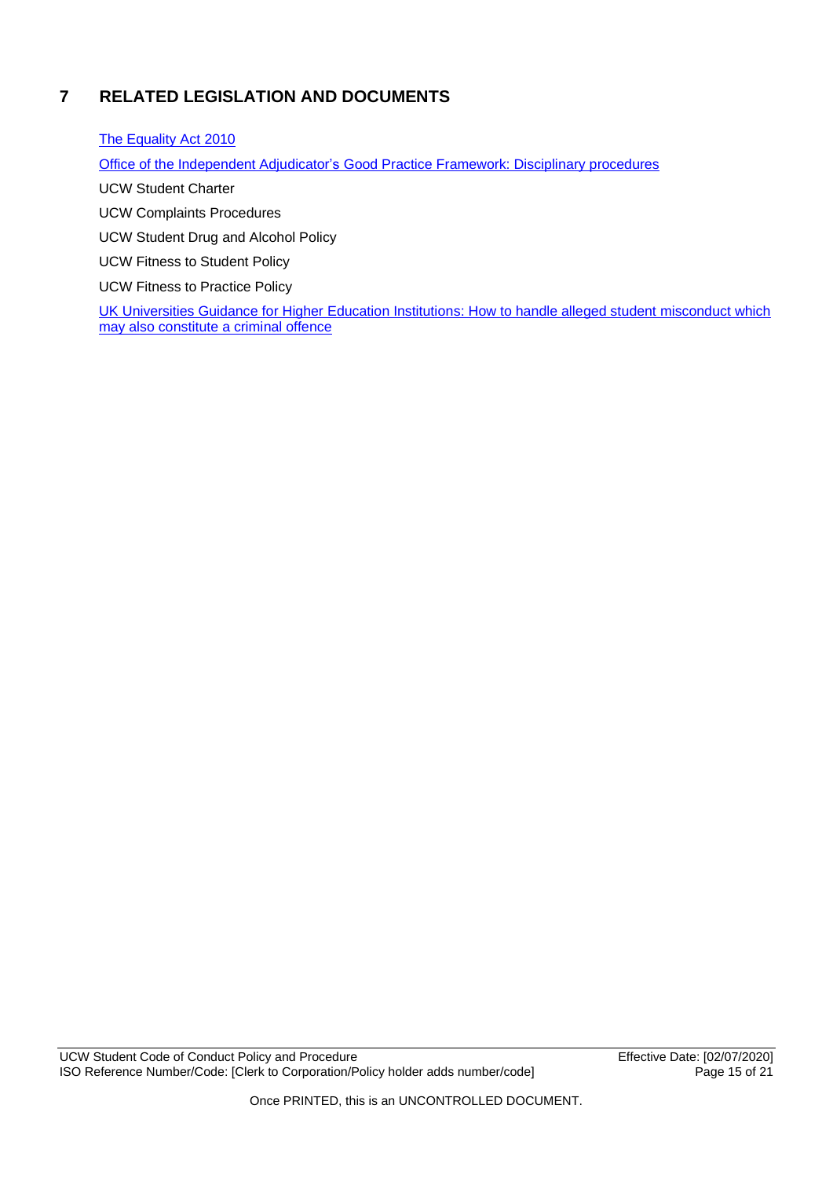## 7 RELATED LEGISLATION AND DOCUMENTS

The Equality Act 2010

Office of the Independent Adjudicator's Good Practice Framework: Disciplinary procedures

UCW Student Charter

UCW Complaints Procedures

UCW Student Drug and Alcohol Policy

UCW Fitness to Student Policy

UCW Fitness to Practice Policy

UK Universities Guidance for Higher Education Institutions: How to handle alleged student misconduct which may also constitute a criminal offence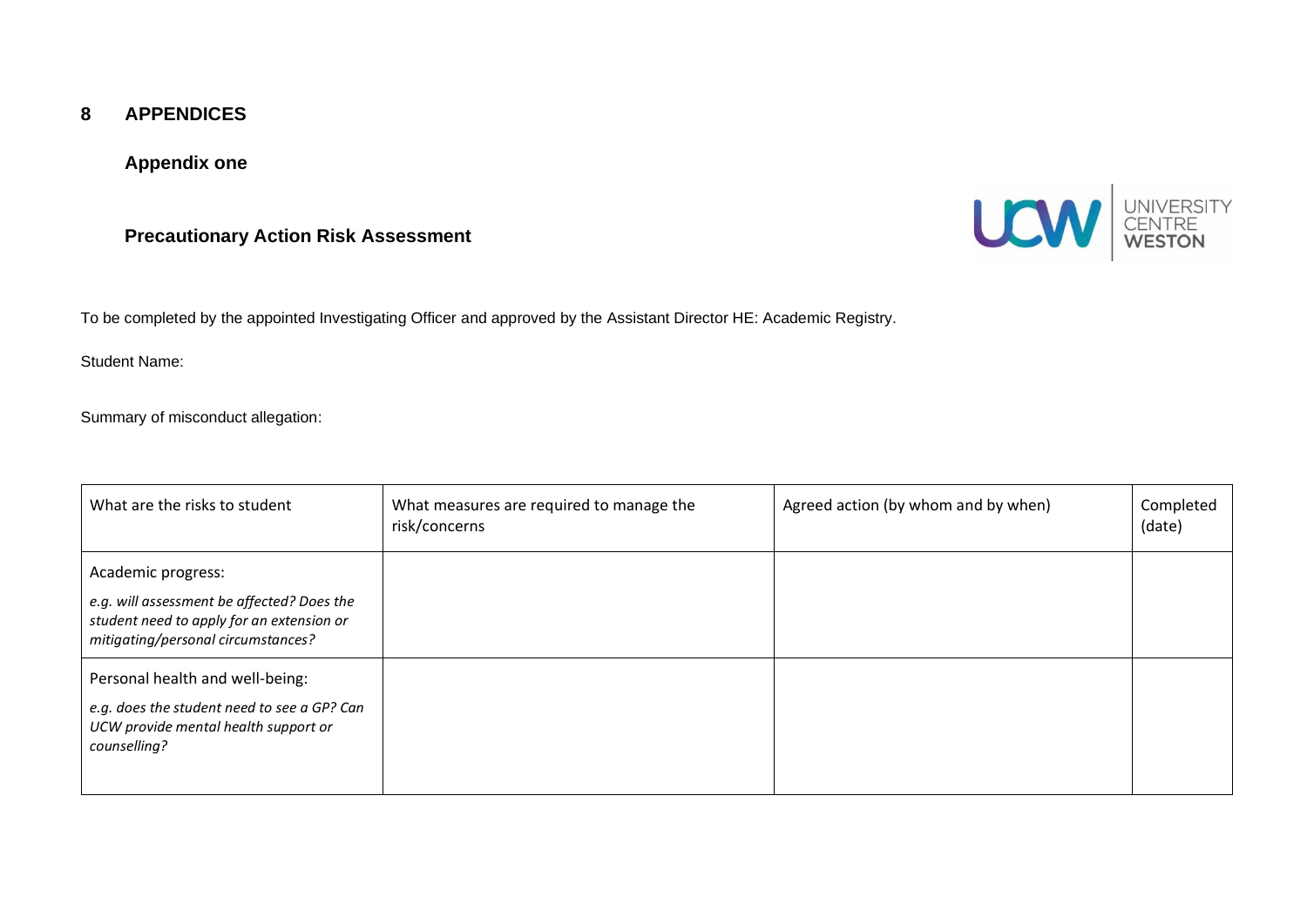# 8 APPENDICES

## Appendix one

### Precautionary Action Risk Assessment

To be completed by the appointed Investigating Officer and approved by the Assistant Director HE: Academic Registry.

Student Name:

Summary of misconduct allegation:

| What are the risks to student | What measures are required to manage the risk/concerns | Agreed action (by whom and by when) | Completed (date) |
|---|---|---|---|
| Academic progress:<br>*e.g. will assessment be affected? Does the student need to apply for an extension or mitigating/personal circumstances?* | | | |
| Personal health and well-being:<br>*e.g. does the student need to see a GP? Can UCW provide mental health support or counselling?* | | | |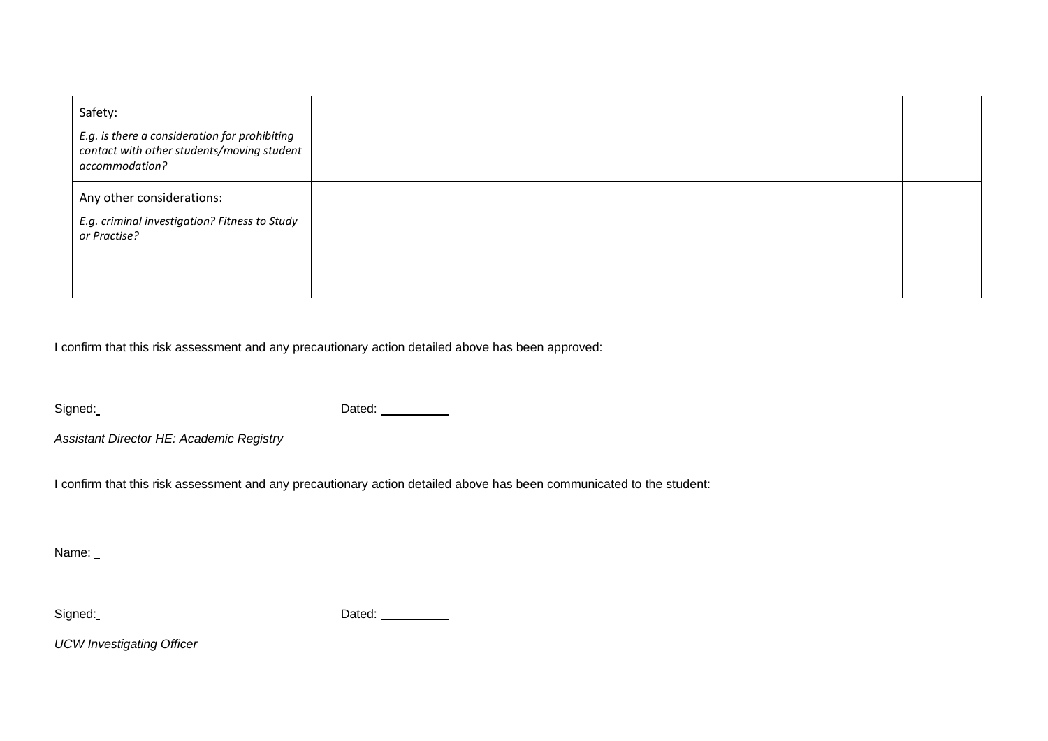| | | | |
|---|---|---|---|
| Safety:<br>*E.g. is there a consideration for prohibiting contact with other students/moving student accommodation?* | | | |
| Any other considerations:<br>*E.g. criminal investigation? Fitness to Study or Practise?* | | | |

I confirm that this risk assessment and any precautionary action detailed above has been approved:

Signed: Dated: __________

*Assistant Director HE: Academic Registry*

I confirm that this risk assessment and any precautionary action detailed above has been communicated to the student:

Name:

Signed: Dated: __________

*UCW Investigating Officer*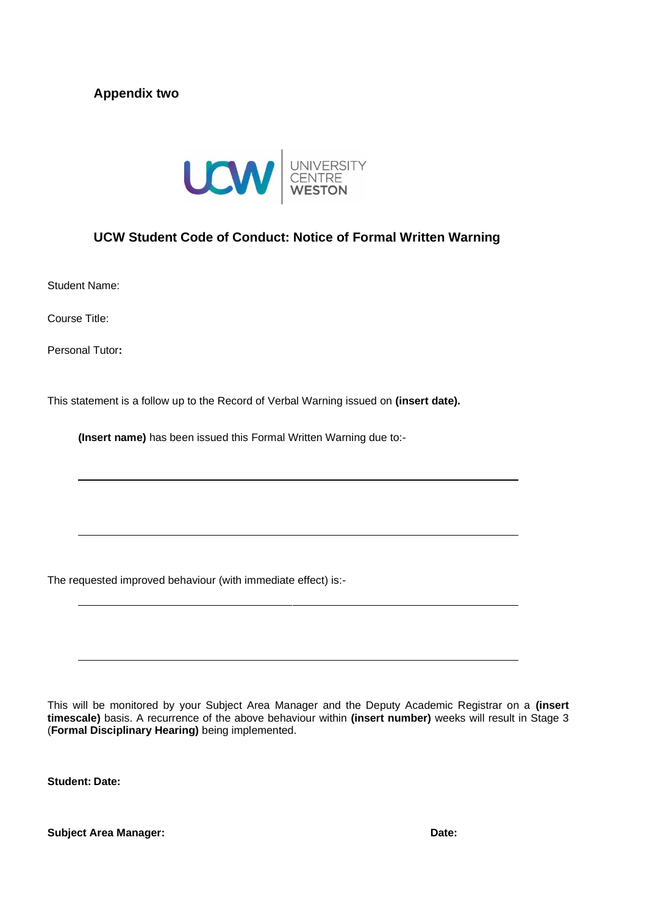**Appendix two**

## UCW Student Code of Conduct: Notice of Formal Written Warning

Student Name:

Course Title:

Personal Tutor**:**

This statement is a follow up to the Record of Verbal Warning issued on **(insert date).**

**(Insert name)** has been issued this Formal Written Warning due to:-

\_\_\_\_\_\_\_\_\_\_\_\_\_\_\_\_\_\_\_\_\_\_\_\_\_\_\_\_\_\_\_\_\_\_\_\_\_\_\_\_\_\_\_\_\_\_\_\_\_\_\_\_\_\_\_\_\_\_\_\_\_\_\_\_\_\_\_\_

\_\_\_\_\_\_\_\_\_\_\_\_\_\_\_\_\_\_\_\_\_\_\_\_\_\_\_\_\_\_\_\_\_\_\_\_\_\_\_\_\_\_\_\_\_\_\_\_\_\_\_\_\_\_\_\_\_\_\_\_\_\_\_\_\_\_\_\_

The requested improved behaviour (with immediate effect) is:-

\_\_\_\_\_\_\_\_\_\_\_\_\_\_\_\_\_\_\_\_\_\_\_\_\_\_\_\_\_\_\_\_\_\_\_\_\_\_\_\_\_\_\_\_\_\_\_\_\_\_\_\_\_\_\_\_\_\_\_\_\_\_\_\_\_\_\_\_

\_\_\_\_\_\_\_\_\_\_\_\_\_\_\_\_\_\_\_\_\_\_\_\_\_\_\_\_\_\_\_\_\_\_\_\_\_\_\_\_\_\_\_\_\_\_\_\_\_\_\_\_\_\_\_\_\_\_\_\_\_\_\_\_\_\_\_\_

This will be monitored by your Subject Area Manager and the Deputy Academic Registrar on a **(insert timescale)** basis. A recurrence of the above behaviour within **(insert number)** weeks will result in Stage 3 (**Formal Disciplinary Hearing)** being implemented.

**Student: Date:**

**Subject Area Manager:** **Date:**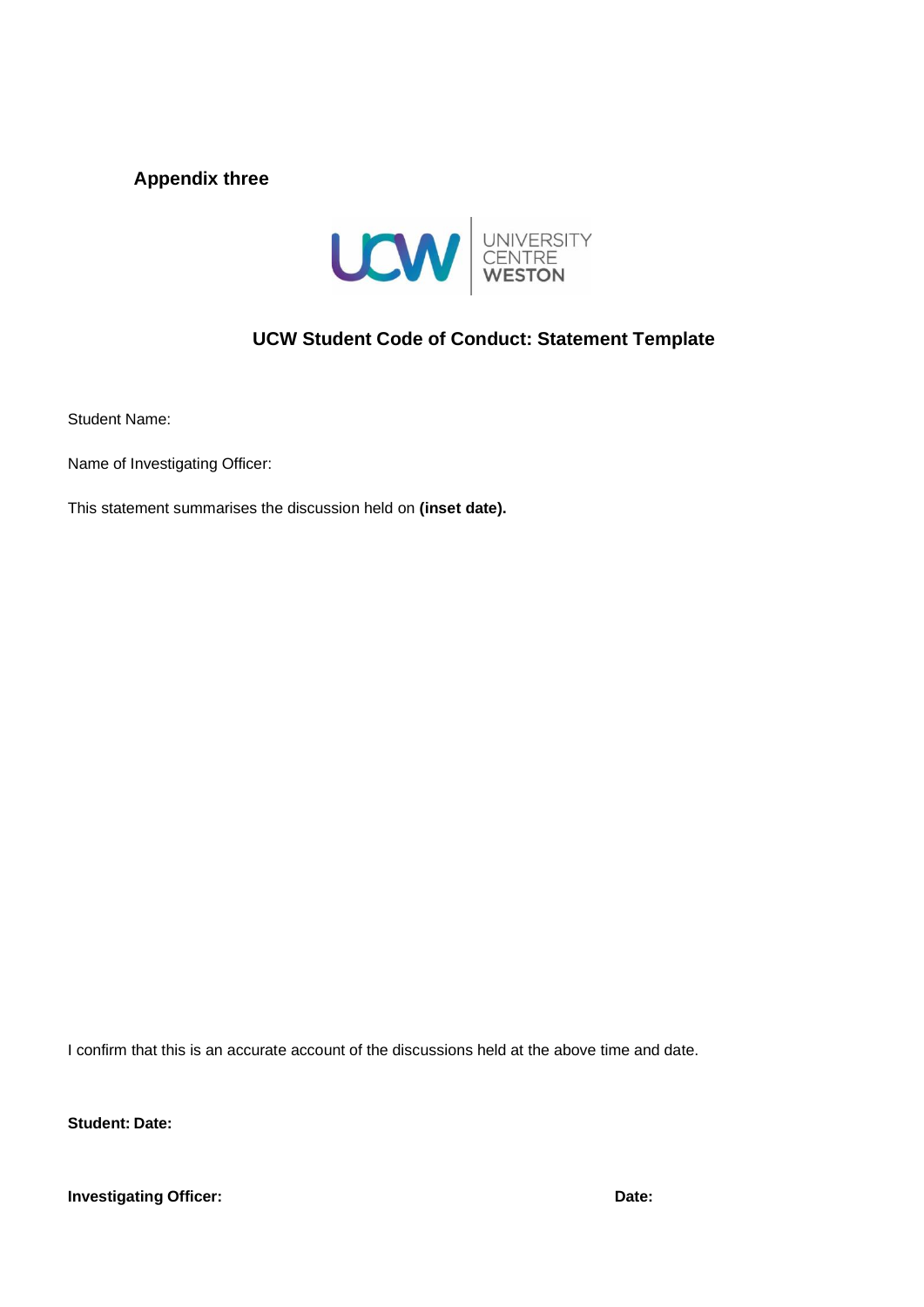**Appendix three**

## UCW Student Code of Conduct: Statement Template

Student Name:

Name of Investigating Officer:

This statement summarises the discussion held on **(inset date).**

I confirm that this is an accurate account of the discussions held at the above time and date.

**Student: Date:**

**Investigating Officer:** **Date:**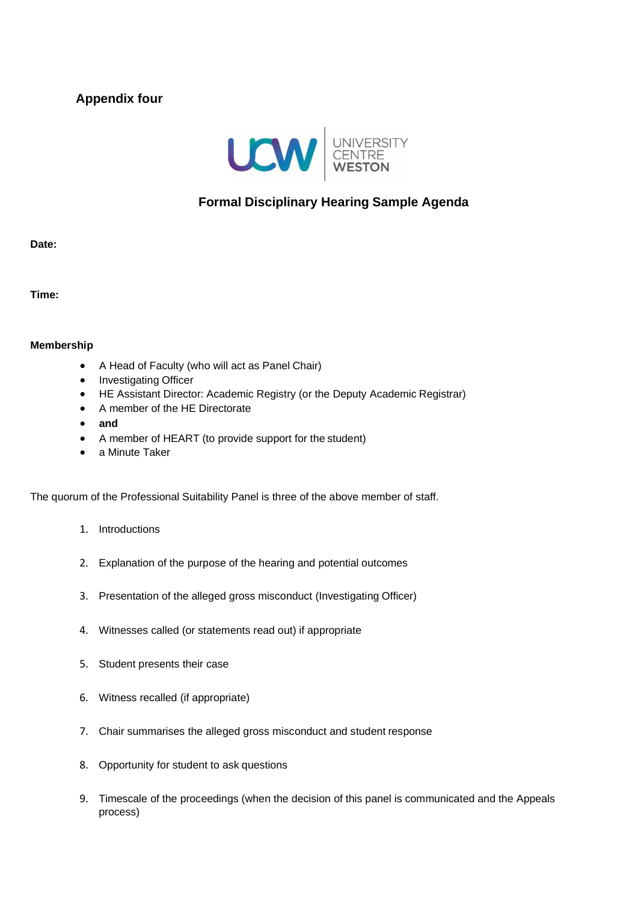**Appendix four**

UCW | UNIVERSITY CENTRE WESTON

## Formal Disciplinary Hearing Sample Agenda

**Date:**

**Time:**

**Membership**

- A Head of Faculty (who will act as Panel Chair)
- Investigating Officer
- HE Assistant Director: Academic Registry (or the Deputy Academic Registrar)
- A member of the HE Directorate
- **and**
- A member of HEART (to provide support for the student)
- a Minute Taker

The quorum of the Professional Suitability Panel is three of the above member of staff.

1. Introductions
2. Explanation of the purpose of the hearing and potential outcomes
3. Presentation of the alleged gross misconduct (Investigating Officer)
4. Witnesses called (or statements read out) if appropriate
5. Student presents their case
6. Witness recalled (if appropriate)
7. Chair summarises the alleged gross misconduct and student response
8. Opportunity for student to ask questions
9. Timescale of the proceedings (when the decision of this panel is communicated and the Appeals process)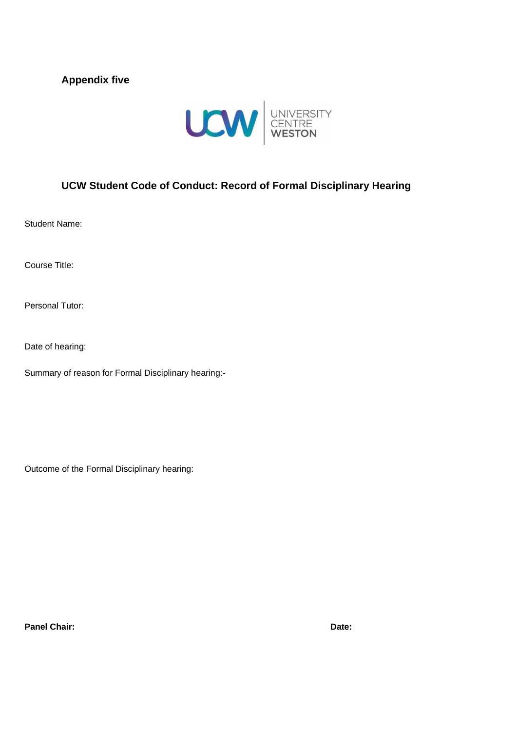**Appendix five**

UCW | UNIVERSITY CENTRE WESTON

## UCW Student Code of Conduct: Record of Formal Disciplinary Hearing

Student Name:

Course Title:

Personal Tutor:

Date of hearing:

Summary of reason for Formal Disciplinary hearing:-

Outcome of the Formal Disciplinary hearing:

**Panel Chair:** **Date:**